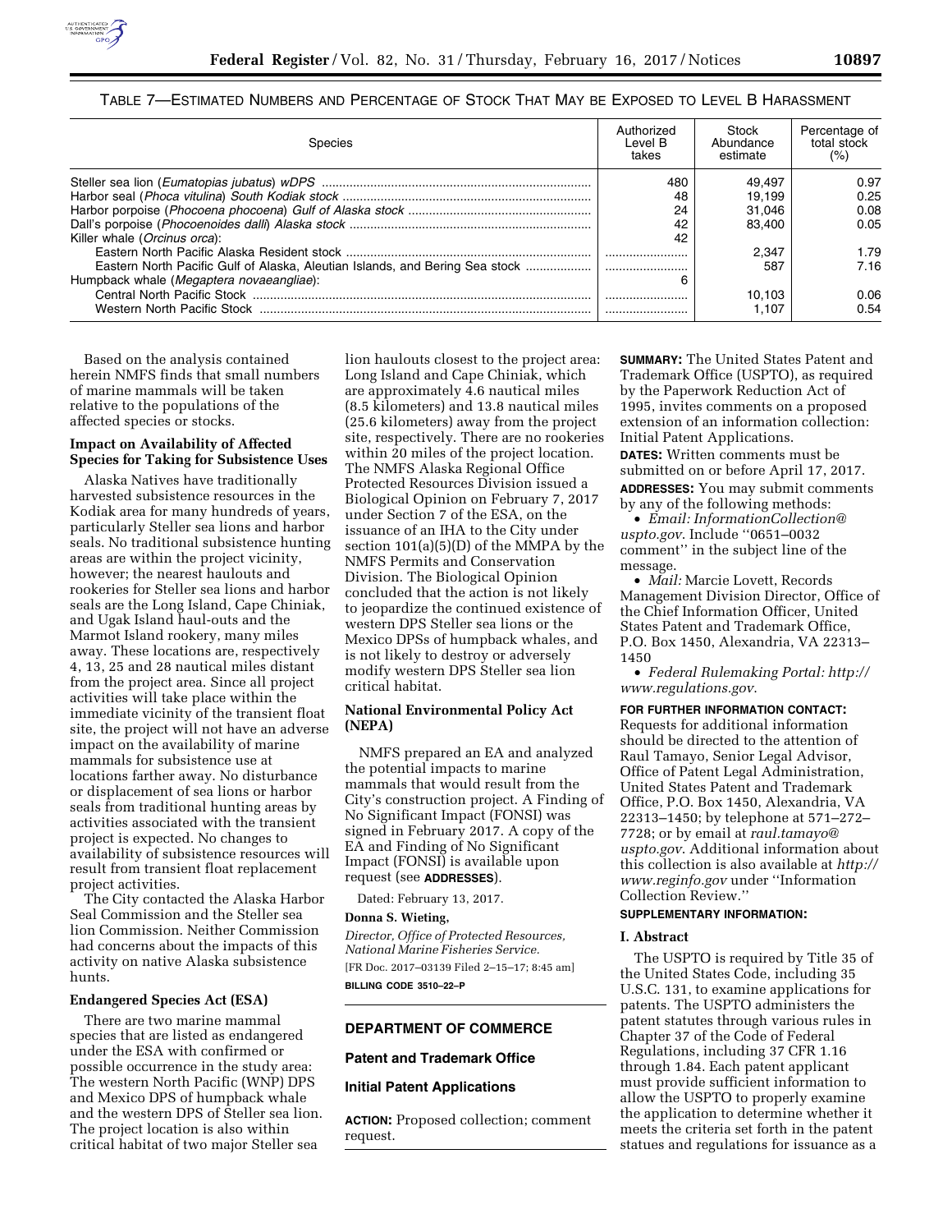TABLE 7—ESTIMATED NUMBERS AND PERCENTAGE OF STOCK THAT MAY BE EXPOSED TO LEVEL B HARASSMENT

| Species | Authorized Level B takes | Stock Abundance estimate | Percentage of total stock (%) |
|---|---|---|---|
| Steller sea lion (*Eumatopias jubatus*) wDPS | 480 | 49,497 | 0.97 |
| Harbor seal (*Phoca vitulina*) *South Kodiak stock* | 48 | 19,199 | 0.25 |
| Harbor porpoise (*Phocoena phocoena*) *Gulf of Alaska stock* | 24 | 31,046 | 0.08 |
| Dall's porpoise (*Phocoenoides dalli*) *Alaska stock* | 42 | 83,400 | 0.05 |
| Killer whale (*Orcinus orca*): | 42 | | |
| Eastern North Pacific Alaska Resident stock | | 2,347 | 1.79 |
| Eastern North Pacific Gulf of Alaska, Aleutian Islands, and Bering Sea stock | | 587 | 7.16 |
| Humpback whale (*Megaptera novaeangliae*): | 6 | | |
| Central North Pacific Stock | | 10,103 | 0.06 |
| Western North Pacific Stock | | 1,107 | 0.54 |

Based on the analysis contained herein NMFS finds that small numbers of marine mammals will be taken relative to the populations of the affected species or stocks.

**Impact on Availability of Affected Species for Taking for Subsistence Uses**

Alaska Natives have traditionally harvested subsistence resources in the Kodiak area for many hundreds of years, particularly Steller sea lions and harbor seals. No traditional subsistence hunting areas are within the project vicinity, however; the nearest haulouts and rookeries for Steller sea lions and harbor seals are the Long Island, Cape Chiniak, and Ugak Island haul-outs and the Marmot Island rookery, many miles away. These locations are, respectively 4, 13, 25 and 28 nautical miles distant from the project area. Since all project activities will take place within the immediate vicinity of the transient float site, the project will not have an adverse impact on the availability of marine mammals for subsistence use at locations farther away. No disturbance or displacement of sea lions or harbor seals from traditional hunting areas by activities associated with the transient project is expected. No changes to availability of subsistence resources will result from transient float replacement project activities.

The City contacted the Alaska Harbor Seal Commission and the Steller sea lion Commission. Neither Commission had concerns about the impacts of this activity on native Alaska subsistence hunts.

**Endangered Species Act (ESA)**

There are two marine mammal species that are listed as endangered under the ESA with confirmed or possible occurrence in the study area: The western North Pacific (WNP) DPS and Mexico DPS of humpback whale and the western DPS of Steller sea lion. The project location is also within critical habitat of two major Steller sea lion haulouts closest to the project area: Long Island and Cape Chiniak, which are approximately 4.6 nautical miles (8.5 kilometers) and 13.8 nautical miles (25.6 kilometers) away from the project site, respectively. There are no rookeries within 20 miles of the project location. The NMFS Alaska Regional Office Protected Resources Division issued a Biological Opinion on February 7, 2017 under Section 7 of the ESA, on the issuance of an IHA to the City under section 101(a)(5)(D) of the MMPA by the NMFS Permits and Conservation Division. The Biological Opinion concluded that the action is not likely to jeopardize the continued existence of western DPS Steller sea lions or the Mexico DPSs of humpback whales, and is not likely to destroy or adversely modify western DPS Steller sea lion critical habitat.

**National Environmental Policy Act (NEPA)**

NMFS prepared an EA and analyzed the potential impacts to marine mammals that would result from the City's construction project. A Finding of No Significant Impact (FONSI) was signed in February 2017. A copy of the EA and Finding of No Significant Impact (FONSI) is available upon request (see **ADDRESSES**).

Dated: February 13, 2017.

**Donna S. Wieting,**

*Director, Office of Protected Resources, National Marine Fisheries Service.*

[FR Doc. 2017–03139 Filed 2–15–17; 8:45 am]

**BILLING CODE 3510–22–P**

## DEPARTMENT OF COMMERCE

## Patent and Trademark Office

## Initial Patent Applications

**ACTION:** Proposed collection; comment request.

**SUMMARY:** The United States Patent and Trademark Office (USPTO), as required by the Paperwork Reduction Act of 1995, invites comments on a proposed extension of an information collection: Initial Patent Applications.

**DATES:** Written comments must be submitted on or before April 17, 2017.

**ADDRESSES:** You may submit comments by any of the following methods:

- *Email: InformationCollection@uspto.gov*. Include ''0651–0032 comment'' in the subject line of the message.
- *Mail:* Marcie Lovett, Records Management Division Director, Office of the Chief Information Officer, United States Patent and Trademark Office, P.O. Box 1450, Alexandria, VA 22313–1450
- *Federal Rulemaking Portal: http://www.regulations.gov*.

**FOR FURTHER INFORMATION CONTACT:** Requests for additional information should be directed to the attention of Raul Tamayo, Senior Legal Advisor, Office of Patent Legal Administration, United States Patent and Trademark Office, P.O. Box 1450, Alexandria, VA 22313–1450; by telephone at 571–272–7728; or by email at *raul.tamayo@uspto.gov*. Additional information about this collection is also available at *http://www.reginfo.gov* under ''Information Collection Review.''

**SUPPLEMENTARY INFORMATION:**

**I. Abstract**

The USPTO is required by Title 35 of the United States Code, including 35 U.S.C. 131, to examine applications for patents. The USPTO administers the patent statutes through various rules in Chapter 37 of the Code of Federal Regulations, including 37 CFR 1.16 through 1.84. Each patent applicant must provide sufficient information to allow the USPTO to properly examine the application to determine whether it meets the criteria set forth in the patent statues and regulations for issuance as a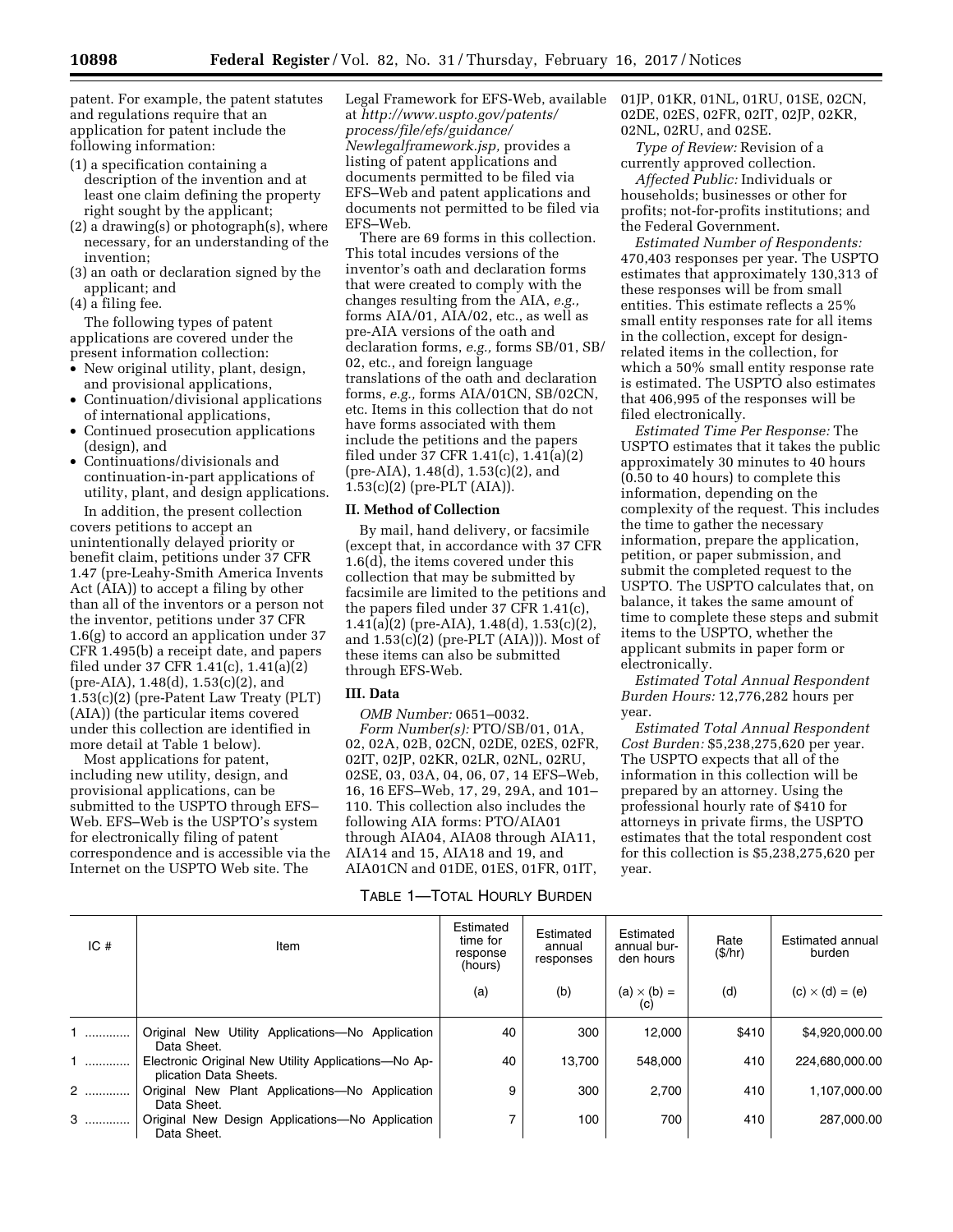patent. For example, the patent statutes and regulations require that an application for patent include the following information:

(1) a specification containing a description of the invention and at least one claim defining the property right sought by the applicant;
(2) a drawing(s) or photograph(s), where necessary, for an understanding of the invention;
(3) an oath or declaration signed by the applicant; and
(4) a filing fee.

The following types of patent applications are covered under the present information collection:

- New original utility, plant, design, and provisional applications,
- Continuation/divisional applications of international applications,
- Continued prosecution applications (design), and
- Continuations/divisionals and continuation-in-part applications of utility, plant, and design applications.

In addition, the present collection covers petitions to accept an unintentionally delayed priority or benefit claim, petitions under 37 CFR 1.47 (pre-Leahy-Smith America Invents Act (AIA)) to accept a filing by other than all of the inventors or a person not the inventor, petitions under 37 CFR 1.6(g) to accord an application under 37 CFR 1.495(b) a receipt date, and papers filed under 37 CFR 1.41(c), 1.41(a)(2) (pre-AIA), 1.48(d), 1.53(c)(2), and 1.53(c)(2) (pre-Patent Law Treaty (PLT) (AIA)) (the particular items covered under this collection are identified in more detail at Table 1 below).

Most applications for patent, including new utility, design, and provisional applications, can be submitted to the USPTO through EFS–Web. EFS–Web is the USPTO's system for electronically filing of patent correspondence and is accessible via the Internet on the USPTO Web site. The Legal Framework for EFS-Web, available at *http://www.uspto.gov/patents/process/file/efs/guidance/Newlegalframework.jsp,* provides a listing of patent applications and documents permitted to be filed via EFS–Web and patent applications and documents not permitted to be filed via EFS–Web.

There are 69 forms in this collection. This total incudes versions of the inventor's oath and declaration forms that were created to comply with the changes resulting from the AIA, *e.g.,* forms AIA/01, AIA/02, etc., as well as pre-AIA versions of the oath and declaration forms, *e.g.,* forms SB/01, SB/02, etc., and foreign language translations of the oath and declaration forms, *e.g.,* forms AIA/01CN, SB/02CN, etc. Items in this collection that do not have forms associated with them include the petitions and the papers filed under 37 CFR 1.41(c), 1.41(a)(2) (pre-AIA), 1.48(d), 1.53(c)(2), and 1.53(c)(2) (pre-PLT (AIA)).

## II. Method of Collection

By mail, hand delivery, or facsimile (except that, in accordance with 37 CFR 1.6(d), the items covered under this collection that may be submitted by facsimile are limited to the petitions and the papers filed under 37 CFR 1.41(c), 1.41(a)(2) (pre-AIA), 1.48(d), 1.53(c)(2), and 1.53(c)(2) (pre-PLT (AIA))). Most of these items can also be submitted through EFS-Web.

## III. Data

*OMB Number:* 0651–0032.

*Form Number(s):* PTO/SB/01, 01A, 02, 02A, 02B, 02CN, 02DE, 02ES, 02FR, 02IT, 02JP, 02KR, 02LR, 02NL, 02RU, 02SE, 03, 03A, 04, 06, 07, 14 EFS–Web, 16, 16 EFS–Web, 17, 29, 29A, and 101–110. This collection also includes the following AIA forms: PTO/AIA01 through AIA04, AIA08 through AIA11, AIA14 and 15, AIA18 and 19, and AIA01CN and 01DE, 01ES, 01FR, 01IT, 01JP, 01KR, 01NL, 01RU, 01SE, 02CN, 02DE, 02ES, 02FR, 02IT, 02JP, 02KR, 02NL, 02RU, and 02SE.

*Type of Review:* Revision of a currently approved collection.

*Affected Public:* Individuals or households; businesses or other for profits; not-for-profits institutions; and the Federal Government.

*Estimated Number of Respondents:* 470,403 responses per year. The USPTO estimates that approximately 130,313 of these responses will be from small entities. This estimate reflects a 25% small entity responses rate for all items in the collection, except for design-related items in the collection, for which a 50% small entity response rate is estimated. The USPTO also estimates that 406,995 of the responses will be filed electronically.

*Estimated Time Per Response:* The USPTO estimates that it takes the public approximately 30 minutes to 40 hours (0.50 to 40 hours) to complete this information, depending on the complexity of the request. This includes the time to gather the necessary information, prepare the application, petition, or paper submission, and submit the completed request to the USPTO. The USPTO calculates that, on balance, it takes the same amount of time to complete these steps and submit items to the USPTO, whether the applicant submits in paper form or electronically.

*Estimated Total Annual Respondent Burden Hours:* 12,776,282 hours per year.

*Estimated Total Annual Respondent Cost Burden:* $5,238,275,620 per year. The USPTO expects that all of the information in this collection will be prepared by an attorney. Using the professional hourly rate of $410 for attorneys in private firms, the USPTO estimates that the total respondent cost for this collection is $5,238,275,620 per year.

TABLE 1—TOTAL HOURLY BURDEN

| IC # | Item | Estimated time for response (hours) | Estimated annual responses | Estimated annual burden hours | Rate ($/hr) | Estimated annual burden |
|---|---|---|---|---|---|---|
| | | (a) | (b) | (a) × (b) = (c) | (d) | (c) × (d) = (e) |
| 1 | Original New Utility Applications—No Application Data Sheet. | 40 | 300 | 12,000 | $410 | $4,920,000.00 |
| 1 | Electronic Original New Utility Applications—No Application Data Sheets. | 40 | 13,700 | 548,000 | 410 | 224,680,000.00 |
| 2 | Original New Plant Applications—No Application Data Sheet. | 9 | 300 | 2,700 | 410 | 1,107,000.00 |
| 3 | Original New Design Applications—No Application Data Sheet. | 7 | 100 | 700 | 410 | 287,000.00 |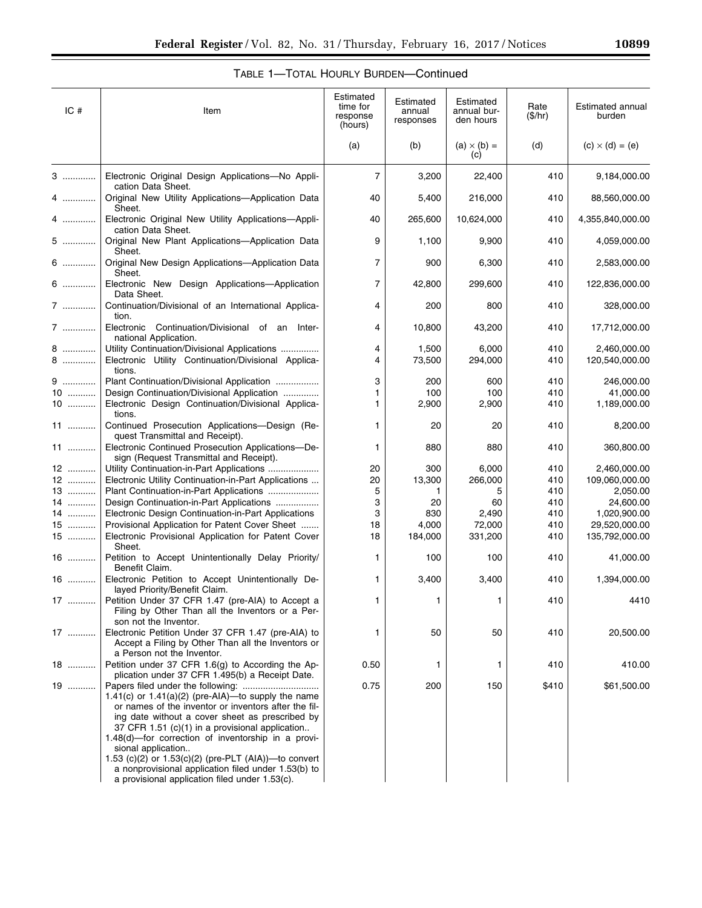TABLE 1—TOTAL HOURLY BURDEN—Continued

| IC # | Item | Estimated time for response (hours) | Estimated annual responses | Estimated annual burden hours | Rate ($/hr) | Estimated annual burden |
|---|---|---|---|---|---|---|
| | | (a) | (b) | (a) × (b) = (c) | (d) | (c) × (d) = (e) |
| 3 | Electronic Original Design Applications—No Application Data Sheet. | 7 | 3,200 | 22,400 | 410 | 9,184,000.00 |
| 4 | Original New Utility Applications—Application Data Sheet. | 40 | 5,400 | 216,000 | 410 | 88,560,000.00 |
| 4 | Electronic Original New Utility Applications—Application Data Sheet. | 40 | 265,600 | 10,624,000 | 410 | 4,355,840,000.00 |
| 5 | Original New Plant Applications—Application Data Sheet. | 9 | 1,100 | 9,900 | 410 | 4,059,000.00 |
| 6 | Original New Design Applications—Application Data Sheet. | 7 | 900 | 6,300 | 410 | 2,583,000.00 |
| 6 | Electronic New Design Applications—Application Data Sheet. | 7 | 42,800 | 299,600 | 410 | 122,836,000.00 |
| 7 | Continuation/Divisional of an International Application. | 4 | 200 | 800 | 410 | 328,000.00 |
| 7 | Electronic Continuation/Divisional of an International Application. | 4 | 10,800 | 43,200 | 410 | 17,712,000.00 |
| 8 | Utility Continuation/Divisional Applications | 4 | 1,500 | 6,000 | 410 | 2,460,000.00 |
| 8 | Electronic Utility Continuation/Divisional Applications. | 4 | 73,500 | 294,000 | 410 | 120,540,000.00 |
| 9 | Plant Continuation/Divisional Application | 3 | 200 | 600 | 410 | 246,000.00 |
| 10 | Design Continuation/Divisional Application | 1 | 100 | 100 | 410 | 41,000.00 |
| 10 | Electronic Design Continuation/Divisional Applications. | 1 | 2,900 | 2,900 | 410 | 1,189,000.00 |
| 11 | Continued Prosecution Applications—Design (Request Transmittal and Receipt). | 1 | 20 | 20 | 410 | 8,200.00 |
| 11 | Electronic Continued Prosecution Applications—Design (Request Transmittal and Receipt). | 1 | 880 | 880 | 410 | 360,800.00 |
| 12 | Utility Continuation-in-Part Applications | 20 | 300 | 6,000 | 410 | 2,460,000.00 |
| 12 | Electronic Utility Continuation-in-Part Applications ... | 20 | 13,300 | 266,000 | 410 | 109,060,000.00 |
| 13 | Plant Continuation-in-Part Applications | 5 | 1 | 5 | 410 | 2,050.00 |
| 14 | Design Continuation-in-Part Applications | 3 | 20 | 60 | 410 | 24,600.00 |
| 14 | Electronic Design Continuation-in-Part Applications | 3 | 830 | 2,490 | 410 | 1,020,900.00 |
| 15 | Provisional Application for Patent Cover Sheet | 18 | 4,000 | 72,000 | 410 | 29,520,000.00 |
| 15 | Electronic Provisional Application for Patent Cover Sheet. | 18 | 184,000 | 331,200 | 410 | 135,792,000.00 |
| 16 | Petition to Accept Unintentionally Delay Priority/Benefit Claim. | 1 | 100 | 100 | 410 | 41,000.00 |
| 16 | Electronic Petition to Accept Unintentionally Delayed Priority/Benefit Claim. | 1 | 3,400 | 3,400 | 410 | 1,394,000.00 |
| 17 | Petition Under 37 CFR 1.47 (pre-AIA) to Accept a Filing by Other Than all the Inventors or a Person not the Inventor. | 1 | 1 | 1 | 410 | 4410 |
| 17 | Electronic Petition Under 37 CFR 1.47 (pre-AIA) to Accept a Filing by Other Than all the Inventors or a Person not the Inventor. | 1 | 50 | 50 | 410 | 20,500.00 |
| 18 | Petition under 37 CFR 1.6(g) to According the Application under 37 CFR 1.495(b) a Receipt Date. | 0.50 | 1 | 1 | 410 | 410.00 |
| 19 | Papers filed under the following: 1.41(c) or 1.41(a)(2) (pre-AIA)—to supply the name or names of the inventor or inventors after the filing date without a cover sheet as prescribed by 37 CFR 1.51 (c)(1) in a provisional application.. 1.48(d)—for correction of inventorship in a provisional application.. 1.53 (c)(2) or 1.53(c)(2) (pre-PLT (AIA))—to convert a nonprovisional application filed under 1.53(b) to a provisional application filed under 1.53(c). | 0.75 | 200 | 150 | $410 | $61,500.00 |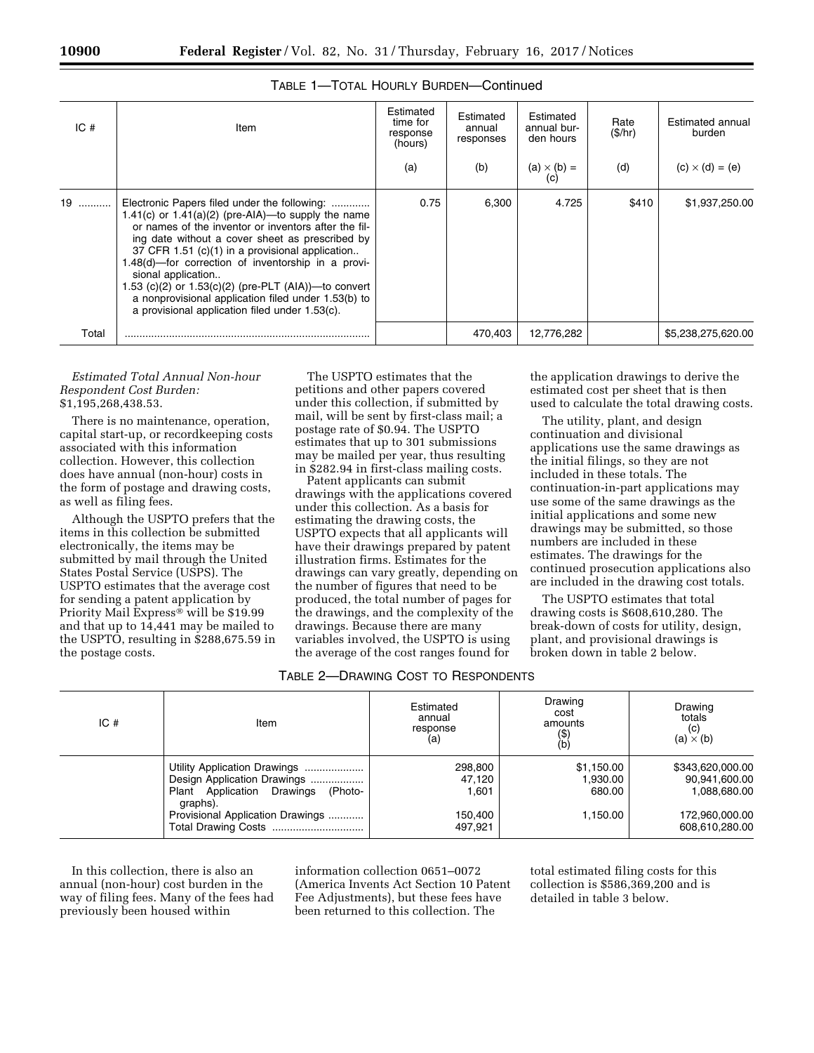TABLE 1—TOTAL HOURLY BURDEN—Continued

| IC # | Item | Estimated time for response (hours) | Estimated annual responses | Estimated annual burden hours | Rate ($/hr) | Estimated annual burden |
|---|---|---|---|---|---|---|
| | | (a) | (b) | (a) × (b) = (c) | (d) | (c) × (d) = (e) |
| 19 | Electronic Papers filed under the following: 1.41(c) or 1.41(a)(2) (pre-AIA)—to supply the name or names of the inventor or inventors after the filing date without a cover sheet as prescribed by 37 CFR 1.51 (c)(1) in a provisional application.. 1.48(d)—for correction of inventorship in a provisional application.. 1.53 (c)(2) or 1.53(c)(2) (pre-PLT (AIA))—to convert a nonprovisional application filed under 1.53(b) to a provisional application filed under 1.53(c). | 0.75 | 6,300 | 4.725 | $410 | $1,937,250.00 |
| Total | | | 470,403 | 12,776,282 | | $5,238,275,620.00 |

*Estimated Total Annual Non-hour Respondent Cost Burden:* $1,195,268,438.53.

There is no maintenance, operation, capital start-up, or recordkeeping costs associated with this information collection. However, this collection does have annual (non-hour) costs in the form of postage and drawing costs, as well as filing fees.

Although the USPTO prefers that the items in this collection be submitted electronically, the items may be submitted by mail through the United States Postal Service (USPS). The USPTO estimates that the average cost for sending a patent application by Priority Mail Express® will be $19.99 and that up to 14,441 may be mailed to the USPTO, resulting in $288,675.59 in the postage costs.

The USPTO estimates that the petitions and other papers covered under this collection, if submitted by mail, will be sent by first-class mail; a postage rate of $0.94. The USPTO estimates that up to 301 submissions may be mailed per year, thus resulting in $282.94 in first-class mailing costs.

Patent applicants can submit drawings with the applications covered under this collection. As a basis for estimating the drawing costs, the USPTO expects that all applicants will have their drawings prepared by patent illustration firms. Estimates for the drawings can vary greatly, depending on the number of figures that need to be produced, the total number of pages for the drawings, and the complexity of the drawings. Because there are many variables involved, the USPTO is using the average of the cost ranges found for the application drawings to derive the estimated cost per sheet that is then used to calculate the total drawing costs.

The utility, plant, and design continuation and divisional applications use the same drawings as the initial filings, so they are not included in these totals. The continuation-in-part applications may use some of the same drawings as the initial applications and some new drawings may be submitted, so those numbers are included in these estimates. The drawings for the continued prosecution applications also are included in the drawing cost totals.

The USPTO estimates that total drawing costs is $608,610,280. The break-down of costs for utility, design, plant, and provisional drawings is broken down in table 2 below.

TABLE 2—DRAWING COST TO RESPONDENTS

| IC # | Item | Estimated annual response (a) | Drawing cost amounts ($) (b) | Drawing totals (c) (a) × (b) |
|---|---|---|---|---|
| | Utility Application Drawings | 298,800 | $1,150.00 | $343,620,000.00 |
| | Design Application Drawings | 47,120 | 1,930.00 | 90,941,600.00 |
| | Plant Application Drawings (Photographs). | 1,601 | 680.00 | 1,088,680.00 |
| | Provisional Application Drawings | 150,400 | 1,150.00 | 172,960,000.00 |
| | Total Drawing Costs | 497,921 | | 608,610,280.00 |

In this collection, there is also an annual (non-hour) cost burden in the way of filing fees. Many of the fees had previously been housed within information collection 0651–0072 (America Invents Act Section 10 Patent Fee Adjustments), but these fees have been returned to this collection. The total estimated filing costs for this collection is $586,369,200 and is detailed in table 3 below.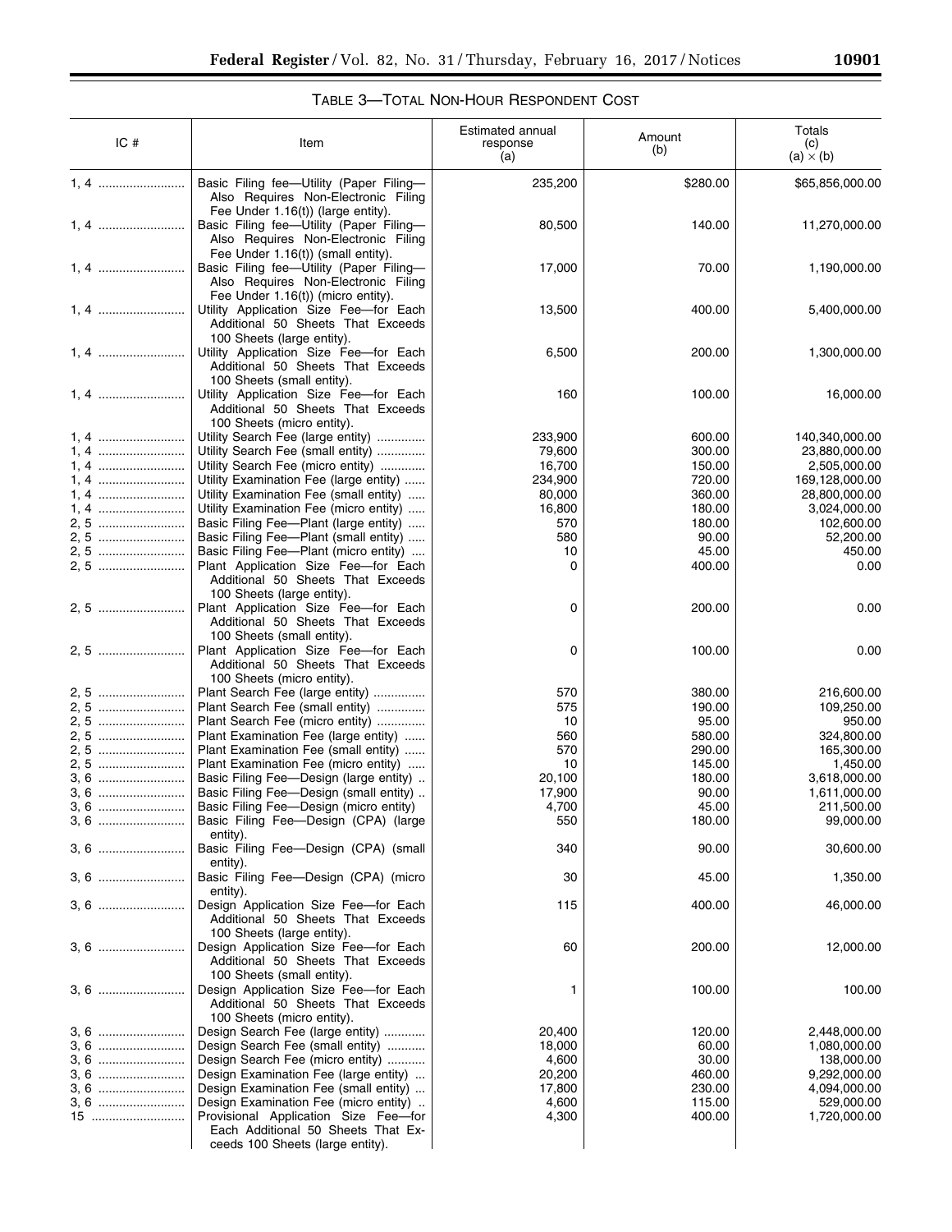TABLE 3—TOTAL NON-HOUR RESPONDENT COST

| IC # | Item | Estimated annual response (a) | Amount (b) | Totals (c) (a) × (b) |
|---|---|---|---|---|
| 1, 4 | Basic Filing fee—Utility (Paper Filing—Also Requires Non-Electronic Filing Fee Under 1.16(t)) (large entity). | 235,200 | $280.00 | $65,856,000.00 |
| 1, 4 | Basic Filing fee—Utility (Paper Filing—Also Requires Non-Electronic Filing Fee Under 1.16(t)) (small entity). | 80,500 | 140.00 | 11,270,000.00 |
| 1, 4 | Basic Filing fee—Utility (Paper Filing—Also Requires Non-Electronic Filing Fee Under 1.16(t)) (micro entity). | 17,000 | 70.00 | 1,190,000.00 |
| 1, 4 | Utility Application Size Fee—for Each Additional 50 Sheets That Exceeds 100 Sheets (large entity). | 13,500 | 400.00 | 5,400,000.00 |
| 1, 4 | Utility Application Size Fee—for Each Additional 50 Sheets That Exceeds 100 Sheets (small entity). | 6,500 | 200.00 | 1,300,000.00 |
| 1, 4 | Utility Application Size Fee—for Each Additional 50 Sheets That Exceeds 100 Sheets (micro entity). | 160 | 100.00 | 16,000.00 |
| 1, 4 | Utility Search Fee (large entity) | 233,900 | 600.00 | 140,340,000.00 |
| 1, 4 | Utility Search Fee (small entity) | 79,600 | 300.00 | 23,880,000.00 |
| 1, 4 | Utility Search Fee (micro entity) | 16,700 | 150.00 | 2,505,000.00 |
| 1, 4 | Utility Examination Fee (large entity) | 234,900 | 720.00 | 169,128,000.00 |
| 1, 4 | Utility Examination Fee (small entity) | 80,000 | 360.00 | 28,800,000.00 |
| 1, 4 | Utility Examination Fee (micro entity) | 16,800 | 180.00 | 3,024,000.00 |
| 2, 5 | Basic Filing Fee—Plant (large entity) | 570 | 180.00 | 102,600.00 |
| 2, 5 | Basic Filing Fee—Plant (small entity) | 580 | 90.00 | 52,200.00 |
| 2, 5 | Basic Filing Fee—Plant (micro entity) | 10 | 45.00 | 450.00 |
| 2, 5 | Plant Application Size Fee—for Each Additional 50 Sheets That Exceeds 100 Sheets (large entity). | 0 | 400.00 | 0.00 |
| 2, 5 | Plant Application Size Fee—for Each Additional 50 Sheets That Exceeds 100 Sheets (small entity). | 0 | 200.00 | 0.00 |
| 2, 5 | Plant Application Size Fee—for Each Additional 50 Sheets That Exceeds 100 Sheets (micro entity). | 0 | 100.00 | 0.00 |
| 2, 5 | Plant Search Fee (large entity) | 570 | 380.00 | 216,600.00 |
| 2, 5 | Plant Search Fee (small entity) | 575 | 190.00 | 109,250.00 |
| 2, 5 | Plant Search Fee (micro entity) | 10 | 95.00 | 950.00 |
| 2, 5 | Plant Examination Fee (large entity) | 560 | 580.00 | 324,800.00 |
| 2, 5 | Plant Examination Fee (small entity) | 570 | 290.00 | 165,300.00 |
| 2, 5 | Plant Examination Fee (micro entity) | 10 | 145.00 | 1,450.00 |
| 3, 6 | Basic Filing Fee—Design (large entity) | 20,100 | 180.00 | 3,618,000.00 |
| 3, 6 | Basic Filing Fee—Design (small entity) | 17,900 | 90.00 | 1,611,000.00 |
| 3, 6 | Basic Filing Fee—Design (micro entity) | 4,700 | 45.00 | 211,500.00 |
| 3, 6 | Basic Filing Fee—Design (CPA) (large entity). | 550 | 180.00 | 99,000.00 |
| 3, 6 | Basic Filing Fee—Design (CPA) (small entity). | 340 | 90.00 | 30,600.00 |
| 3, 6 | Basic Filing Fee—Design (CPA) (micro entity). | 30 | 45.00 | 1,350.00 |
| 3, 6 | Design Application Size Fee—for Each Additional 50 Sheets That Exceeds 100 Sheets (large entity). | 115 | 400.00 | 46,000.00 |
| 3, 6 | Design Application Size Fee—for Each Additional 50 Sheets That Exceeds 100 Sheets (small entity). | 60 | 200.00 | 12,000.00 |
| 3, 6 | Design Application Size Fee—for Each Additional 50 Sheets That Exceeds 100 Sheets (micro entity). | 1 | 100.00 | 100.00 |
| 3, 6 | Design Search Fee (large entity) | 20,400 | 120.00 | 2,448,000.00 |
| 3, 6 | Design Search Fee (small entity) | 18,000 | 60.00 | 1,080,000.00 |
| 3, 6 | Design Search Fee (micro entity) | 4,600 | 30.00 | 138,000.00 |
| 3, 6 | Design Examination Fee (large entity) | 20,200 | 460.00 | 9,292,000.00 |
| 3, 6 | Design Examination Fee (small entity) | 17,800 | 230.00 | 4,094,000.00 |
| 3, 6 | Design Examination Fee (micro entity) | 4,600 | 115.00 | 529,000.00 |
| 15 | Provisional Application Size Fee—for Each Additional 50 Sheets That Exceeds 100 Sheets (large entity). | 4,300 | 400.00 | 1,720,000.00 |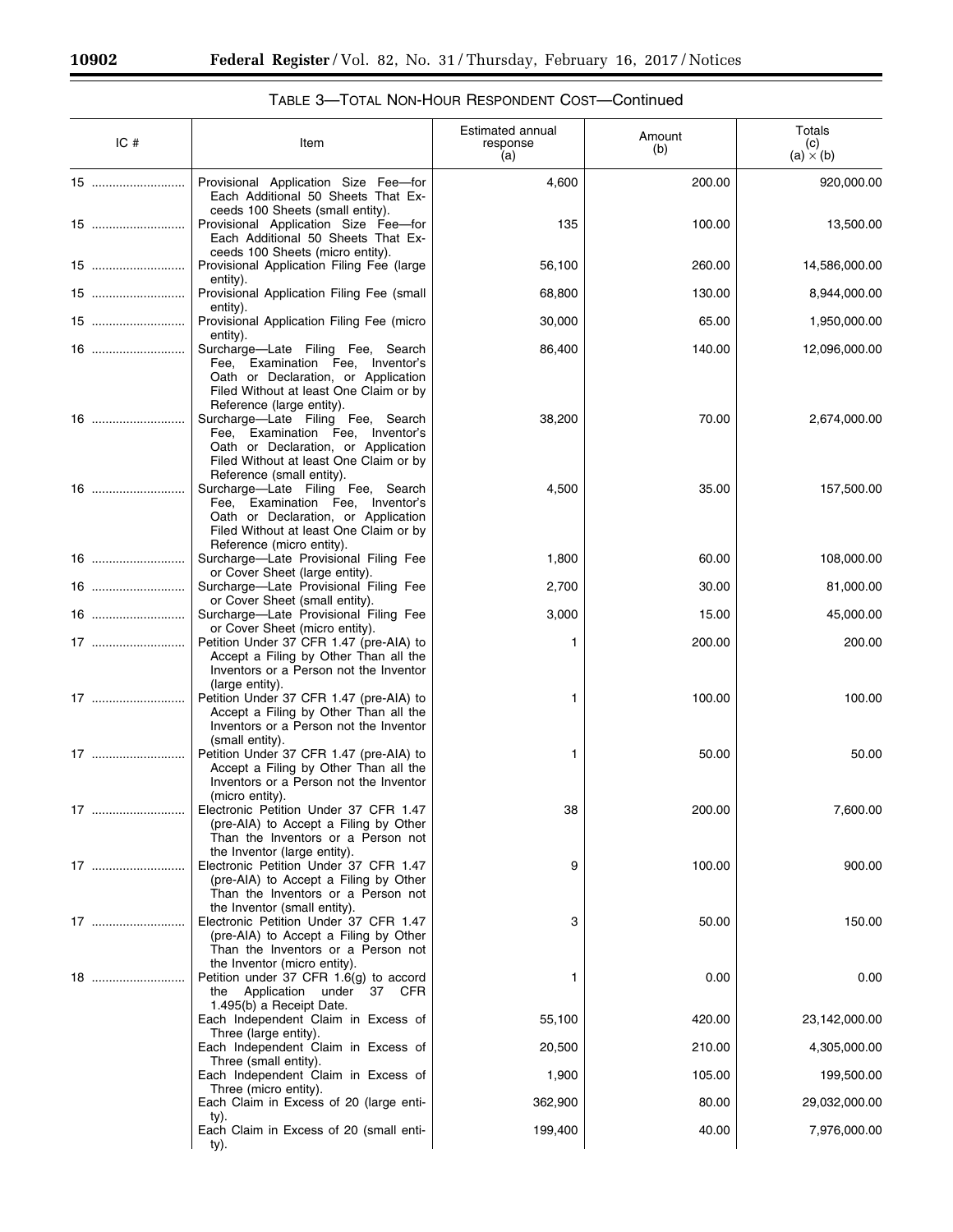TABLE 3—TOTAL NON-HOUR RESPONDENT COST—Continued

| IC # | Item | Estimated annual response (a) | Amount (b) | Totals (c) (a) × (b) |
|---|---|---|---|---|
| 15 | Provisional Application Size Fee—for Each Additional 50 Sheets That Exceeds 100 Sheets (small entity). | 4,600 | 200.00 | 920,000.00 |
| 15 | Provisional Application Size Fee—for Each Additional 50 Sheets That Exceeds 100 Sheets (micro entity). | 135 | 100.00 | 13,500.00 |
| 15 | Provisional Application Filing Fee (large entity). | 56,100 | 260.00 | 14,586,000.00 |
| 15 | Provisional Application Filing Fee (small entity). | 68,800 | 130.00 | 8,944,000.00 |
| 15 | Provisional Application Filing Fee (micro entity). | 30,000 | 65.00 | 1,950,000.00 |
| 16 | Surcharge—Late Filing Fee, Search Fee, Examination Fee, Inventor's Oath or Declaration, or Application Filed Without at least One Claim or by Reference (large entity). | 86,400 | 140.00 | 12,096,000.00 |
| 16 | Surcharge—Late Filing Fee, Search Fee, Examination Fee, Inventor's Oath or Declaration, or Application Filed Without at least One Claim or by Reference (small entity). | 38,200 | 70.00 | 2,674,000.00 |
| 16 | Surcharge—Late Filing Fee, Search Fee, Examination Fee, Inventor's Oath or Declaration, or Application Filed Without at least One Claim or by Reference (micro entity). | 4,500 | 35.00 | 157,500.00 |
| 16 | Surcharge—Late Provisional Filing Fee or Cover Sheet (large entity). | 1,800 | 60.00 | 108,000.00 |
| 16 | Surcharge—Late Provisional Filing Fee or Cover Sheet (small entity). | 2,700 | 30.00 | 81,000.00 |
| 16 | Surcharge—Late Provisional Filing Fee or Cover Sheet (micro entity). | 3,000 | 15.00 | 45,000.00 |
| 17 | Petition Under 37 CFR 1.47 (pre-AIA) to Accept a Filing by Other Than all the Inventors or a Person not the Inventor (large entity). | 1 | 200.00 | 200.00 |
| 17 | Petition Under 37 CFR 1.47 (pre-AIA) to Accept a Filing by Other Than all the Inventors or a Person not the Inventor (small entity). | 1 | 100.00 | 100.00 |
| 17 | Petition Under 37 CFR 1.47 (pre-AIA) to Accept a Filing by Other Than all the Inventors or a Person not the Inventor (micro entity). | 1 | 50.00 | 50.00 |
| 17 | Electronic Petition Under 37 CFR 1.47 (pre-AIA) to Accept a Filing by Other Than the Inventors or a Person not the Inventor (large entity). | 38 | 200.00 | 7,600.00 |
| 17 | Electronic Petition Under 37 CFR 1.47 (pre-AIA) to Accept a Filing by Other Than the Inventors or a Person not the Inventor (small entity). | 9 | 100.00 | 900.00 |
| 17 | Electronic Petition Under 37 CFR 1.47 (pre-AIA) to Accept a Filing by Other Than the Inventors or a Person not the Inventor (micro entity). | 3 | 50.00 | 150.00 |
| 18 | Petition under 37 CFR 1.6(g) to accord the Application under 37 CFR 1.495(b) a Receipt Date. | 1 | 0.00 | 0.00 |
| | Each Independent Claim in Excess of Three (large entity). | 55,100 | 420.00 | 23,142,000.00 |
| | Each Independent Claim in Excess of Three (small entity). | 20,500 | 210.00 | 4,305,000.00 |
| | Each Independent Claim in Excess of Three (micro entity). | 1,900 | 105.00 | 199,500.00 |
| | Each Claim in Excess of 20 (large entity). | 362,900 | 80.00 | 29,032,000.00 |
| | Each Claim in Excess of 20 (small entity). | 199,400 | 40.00 | 7,976,000.00 |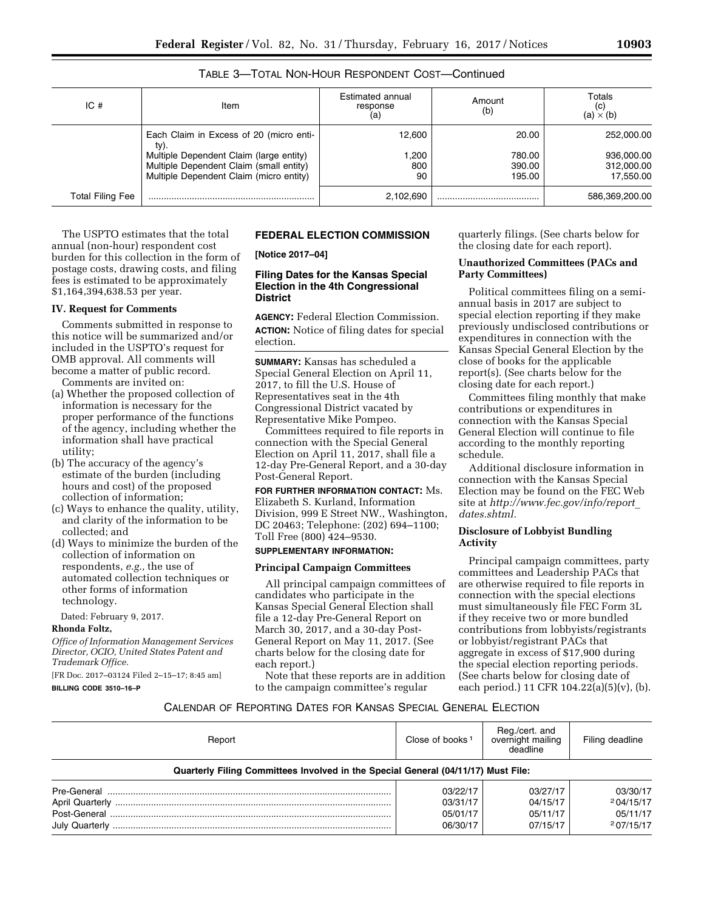TABLE 3—TOTAL NON-HOUR RESPONDENT COST—Continued

| IC # | Item | Estimated annual response (a) | Amount (b) | Totals (c) (a) × (b) |
|---|---|---|---|---|
| | Each Claim in Excess of 20 (micro entity). | 12,600 | 20.00 | 252,000.00 |
| | Multiple Dependent Claim (large entity) | 1,200 | 780.00 | 936,000.00 |
| | Multiple Dependent Claim (small entity) | 800 | 390.00 | 312,000.00 |
| | Multiple Dependent Claim (micro entity) | 90 | 195.00 | 17,550.00 |
| Total Filing Fee | ................................................................ | 2,102,690 | ........................................ | 586,369,200.00 |

The USPTO estimates that the total annual (non-hour) respondent cost burden for this collection in the form of postage costs, drawing costs, and filing fees is estimated to be approximately $1,164,394,638.53 per year.

**IV. Request for Comments**

Comments submitted in response to this notice will be summarized and/or included in the USPTO's request for OMB approval. All comments will become a matter of public record.

Comments are invited on:

(a) Whether the proposed collection of information is necessary for the proper performance of the functions of the agency, including whether the information shall have practical utility;

(b) The accuracy of the agency's estimate of the burden (including hours and cost) of the proposed collection of information;

(c) Ways to enhance the quality, utility, and clarity of the information to be collected; and

(d) Ways to minimize the burden of the collection of information on respondents, *e.g.,* the use of automated collection techniques or other forms of information technology.

Dated: February 9, 2017.

**Rhonda Foltz,**

*Office of Information Management Services Director, OCIO, United States Patent and Trademark Office.*

[FR Doc. 2017–03124 Filed 2–15–17; 8:45 am]

**BILLING CODE 3510–16–P**

## FEDERAL ELECTION COMMISSION

**[Notice 2017–04]**

### Filing Dates for the Kansas Special Election in the 4th Congressional District

**AGENCY:** Federal Election Commission.

**ACTION:** Notice of filing dates for special election.

**SUMMARY:** Kansas has scheduled a Special General Election on April 11, 2017, to fill the U.S. House of Representatives seat in the 4th Congressional District vacated by Representative Mike Pompeo.

Committees required to file reports in connection with the Special General Election on April 11, 2017, shall file a 12-day Pre-General Report, and a 30-day Post-General Report.

**FOR FURTHER INFORMATION CONTACT:** Ms. Elizabeth S. Kurland, Information Division, 999 E Street NW., Washington, DC 20463; Telephone: (202) 694–1100; Toll Free (800) 424–9530.

**SUPPLEMENTARY INFORMATION:**

**Principal Campaign Committees**

All principal campaign committees of candidates who participate in the Kansas Special General Election shall file a 12-day Pre-General Report on March 30, 2017, and a 30-day Post-General Report on May 11, 2017. (See charts below for the closing date for each report.)

Note that these reports are in addition to the campaign committee's regular quarterly filings. (See charts below for the closing date for each report).

**Unauthorized Committees (PACs and Party Committees)**

Political committees filing on a semi-annual basis in 2017 are subject to special election reporting if they make previously undisclosed contributions or expenditures in connection with the Kansas Special General Election by the close of books for the applicable report(s). (See charts below for the closing date for each report.)

Committees filing monthly that make contributions or expenditures in connection with the Kansas Special General Election will continue to file according to the monthly reporting schedule.

Additional disclosure information in connection with the Kansas Special Election may be found on the FEC Web site at *http://www.fec.gov/info/report_dates.shtml.*

**Disclosure of Lobbyist Bundling Activity**

Principal campaign committees, party committees and Leadership PACs that are otherwise required to file reports in connection with the special elections must simultaneously file FEC Form 3L if they receive two or more bundled contributions from lobbyists/registrants or lobbyist/registrant PACs that aggregate in excess of $17,900 during the special election reporting periods. (See charts below for closing date of each period.) 11 CFR 104.22(a)(5)(v), (b).

CALENDAR OF REPORTING DATES FOR KANSAS SPECIAL GENERAL ELECTION

| Report | Close of books [1] | Reg./cert. and overnight mailing deadline | Filing deadline |
|---|---|---|---|
| **Quarterly Filing Committees Involved in the Special General (04/11/17) Must File:** | | | |
| Pre-General | 03/22/17 | 03/27/17 | 03/30/17 |
| April Quarterly | 03/31/17 | 04/15/17 | [2] 04/15/17 |
| Post-General | 05/01/17 | 05/11/17 | 05/11/17 |
| July Quarterly | 06/30/17 | 07/15/17 | [2] 07/15/17 |